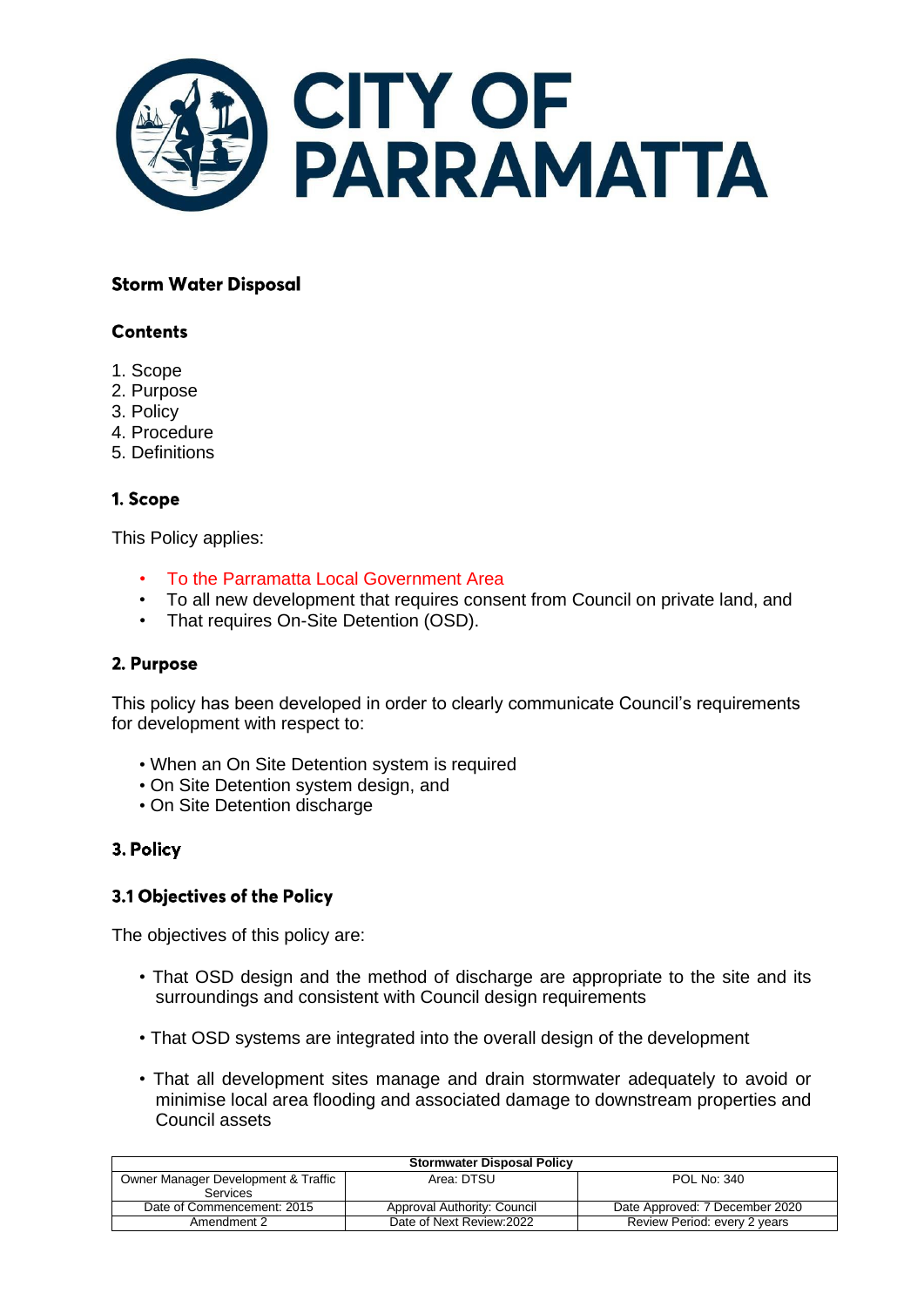CITY OF PARRAMATTA

# Storm Water Disposal

## Contents

1. Scope
2. Purpose
3. Policy
4. Procedure
5. Definitions

## 1. Scope

This Policy applies:

- To the Parramatta Local Government Area
- To all new development that requires consent from Council on private land, and
- That requires On-Site Detention (OSD).

## 2. Purpose

This policy has been developed in order to clearly communicate Council's requirements for development with respect to:

- When an On Site Detention system is required
- On Site Detention system design, and
- On Site Detention discharge

## 3. Policy

### 3.1 Objectives of the Policy

The objectives of this policy are:

- That OSD design and the method of discharge are appropriate to the site and its surroundings and consistent with Council design requirements
- That OSD systems are integrated into the overall design of the development
- That all development sites manage and drain stormwater adequately to avoid or minimise local area flooding and associated damage to downstream properties and Council assets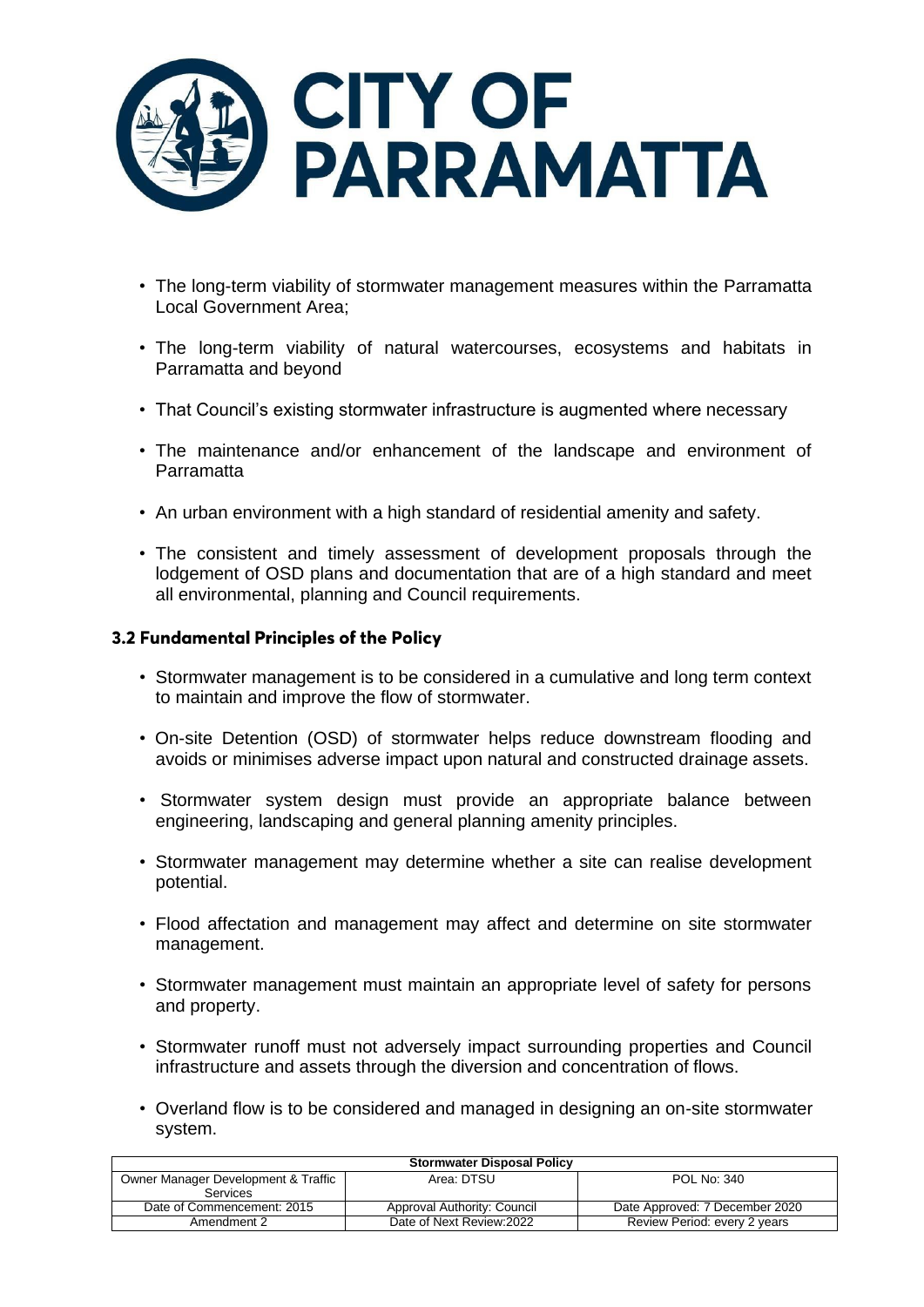- The long-term viability of stormwater management measures within the Parramatta Local Government Area;
- The long-term viability of natural watercourses, ecosystems and habitats in Parramatta and beyond
- That Council's existing stormwater infrastructure is augmented where necessary
- The maintenance and/or enhancement of the landscape and environment of Parramatta
- An urban environment with a high standard of residential amenity and safety.
- The consistent and timely assessment of development proposals through the lodgement of OSD plans and documentation that are of a high standard and meet all environmental, planning and Council requirements.

### 3.2 Fundamental Principles of the Policy

- Stormwater management is to be considered in a cumulative and long term context to maintain and improve the flow of stormwater.
- On-site Detention (OSD) of stormwater helps reduce downstream flooding and avoids or minimises adverse impact upon natural and constructed drainage assets.
- Stormwater system design must provide an appropriate balance between engineering, landscaping and general planning amenity principles.
- Stormwater management may determine whether a site can realise development potential.
- Flood affectation and management may affect and determine on site stormwater management.
- Stormwater management must maintain an appropriate level of safety for persons and property.
- Stormwater runoff must not adversely impact surrounding properties and Council infrastructure and assets through the diversion and concentration of flows.
- Overland flow is to be considered and managed in designing an on-site stormwater system.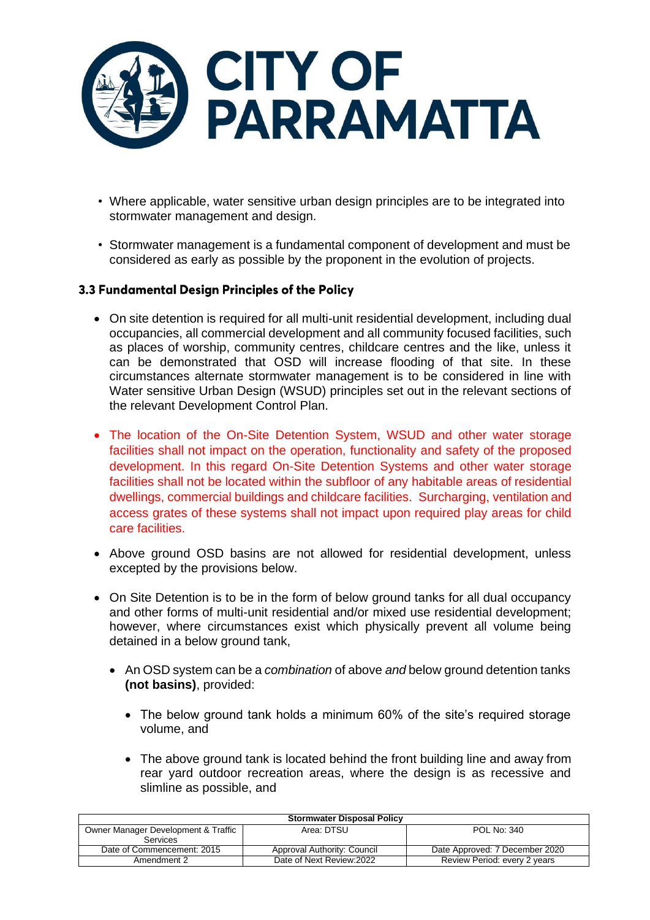- Where applicable, water sensitive urban design principles are to be integrated into stormwater management and design.

- Stormwater management is a fundamental component of development and must be considered as early as possible by the proponent in the evolution of projects.

### 3.3 Fundamental Design Principles of the Policy

- On site detention is required for all multi-unit residential development, including dual occupancies, all commercial development and all community focused facilities, such as places of worship, community centres, childcare centres and the like, unless it can be demonstrated that OSD will increase flooding of that site. In these circumstances alternate stormwater management is to be considered in line with Water sensitive Urban Design (WSUD) principles set out in the relevant sections of the relevant Development Control Plan.

- The location of the On-Site Detention System, WSUD and other water storage facilities shall not impact on the operation, functionality and safety of the proposed development. In this regard On-Site Detention Systems and other water storage facilities shall not be located within the subfloor of any habitable areas of residential dwellings, commercial buildings and childcare facilities. Surcharging, ventilation and access grates of these systems shall not impact upon required play areas for child care facilities.

- Above ground OSD basins are not allowed for residential development, unless excepted by the provisions below.

- On Site Detention is to be in the form of below ground tanks for all dual occupancy and other forms of multi-unit residential and/or mixed use residential development; however, where circumstances exist which physically prevent all volume being detained in a below ground tank,

  - An OSD system can be a *combination* of above *and* below ground detention tanks **(not basins)**, provided:

    - The below ground tank holds a minimum 60% of the site's required storage volume, and

    - The above ground tank is located behind the front building line and away from rear yard outdoor recreation areas, where the design is as recessive and slimline as possible, and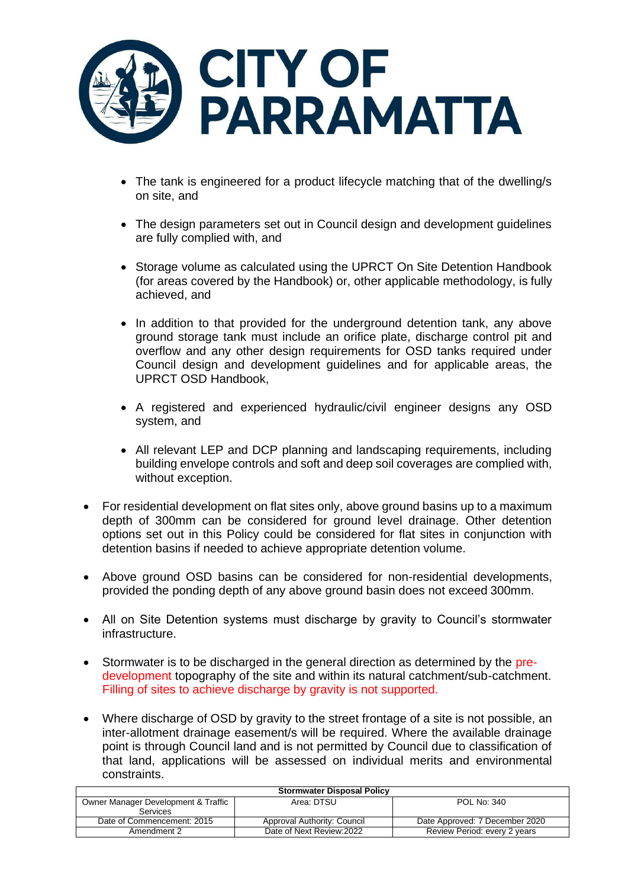- The tank is engineered for a product lifecycle matching that of the dwelling/s on site, and

    - The design parameters set out in Council design and development guidelines are fully complied with, and

    - Storage volume as calculated using the UPRCT On Site Detention Handbook (for areas covered by the Handbook) or, other applicable methodology, is fully achieved, and

    - In addition to that provided for the underground detention tank, any above ground storage tank must include an orifice plate, discharge control pit and overflow and any other design requirements for OSD tanks required under Council design and development guidelines and for applicable areas, the UPRCT OSD Handbook,

    - A registered and experienced hydraulic/civil engineer designs any OSD system, and

    - All relevant LEP and DCP planning and landscaping requirements, including building envelope controls and soft and deep soil coverages are complied with, without exception.

- For residential development on flat sites only, above ground basins up to a maximum depth of 300mm can be considered for ground level drainage. Other detention options set out in this Policy could be considered for flat sites in conjunction with detention basins if needed to achieve appropriate detention volume.

- Above ground OSD basins can be considered for non-residential developments, provided the ponding depth of any above ground basin does not exceed 300mm.

- All on Site Detention systems must discharge by gravity to Council's stormwater infrastructure.

- Stormwater is to be discharged in the general direction as determined by the pre-development topography of the site and within its natural catchment/sub-catchment. Filling of sites to achieve discharge by gravity is not supported.

- Where discharge of OSD by gravity to the street frontage of a site is not possible, an inter-allotment drainage easement/s will be required. Where the available drainage point is through Council land and is not permitted by Council due to classification of that land, applications will be assessed on individual merits and environmental constraints.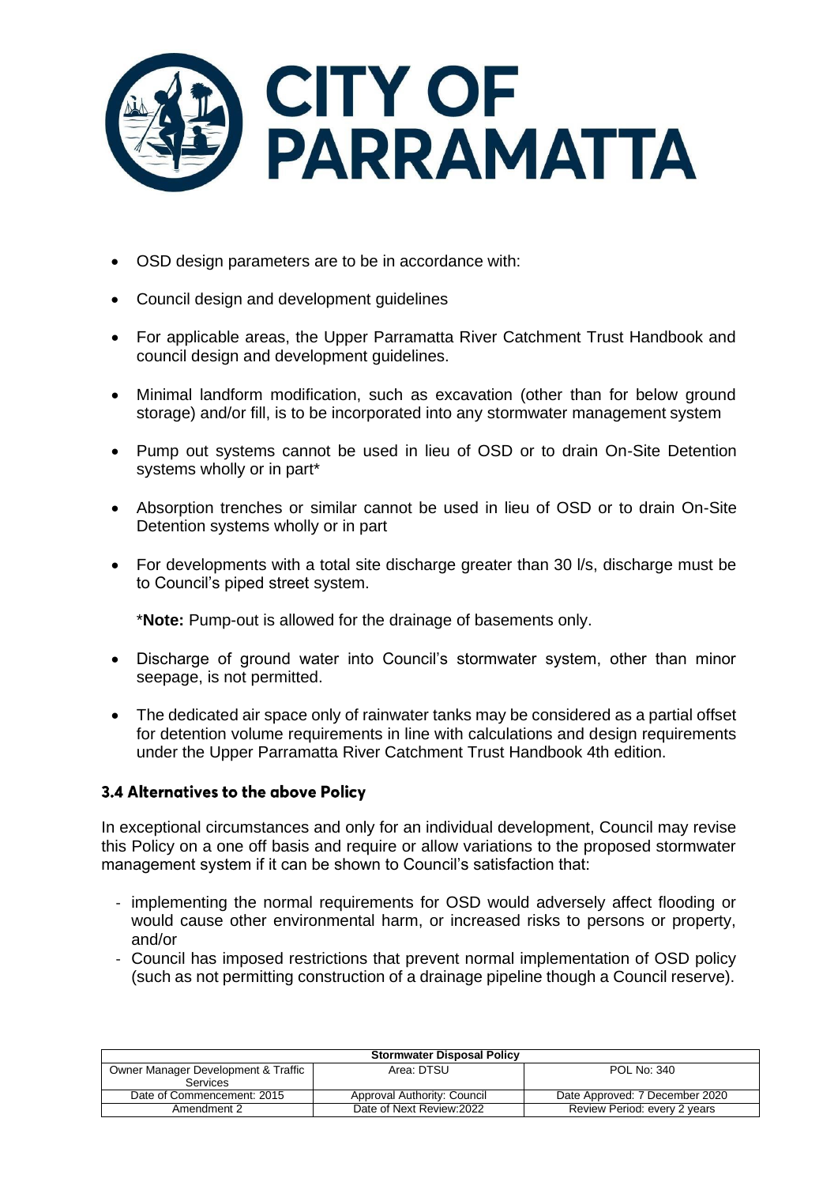- OSD design parameters are to be in accordance with:
- Council design and development guidelines
- For applicable areas, the Upper Parramatta River Catchment Trust Handbook and council design and development guidelines.
- Minimal landform modification, such as excavation (other than for below ground storage) and/or fill, is to be incorporated into any stormwater management system
- Pump out systems cannot be used in lieu of OSD or to drain On-Site Detention systems wholly or in part*
- Absorption trenches or similar cannot be used in lieu of OSD or to drain On-Site Detention systems wholly or in part
- For developments with a total site discharge greater than 30 l/s, discharge must be to Council's piped street system.

  ***Note:** Pump-out is allowed for the drainage of basements only.

- Discharge of ground water into Council's stormwater system, other than minor seepage, is not permitted.
- The dedicated air space only of rainwater tanks may be considered as a partial offset for detention volume requirements in line with calculations and design requirements under the Upper Parramatta River Catchment Trust Handbook 4th edition.

### 3.4 Alternatives to the above Policy

In exceptional circumstances and only for an individual development, Council may revise this Policy on a one off basis and require or allow variations to the proposed stormwater management system if it can be shown to Council's satisfaction that:

- implementing the normal requirements for OSD would adversely affect flooding or would cause other environmental harm, or increased risks to persons or property, and/or
- Council has imposed restrictions that prevent normal implementation of OSD policy (such as not permitting construction of a drainage pipeline though a Council reserve).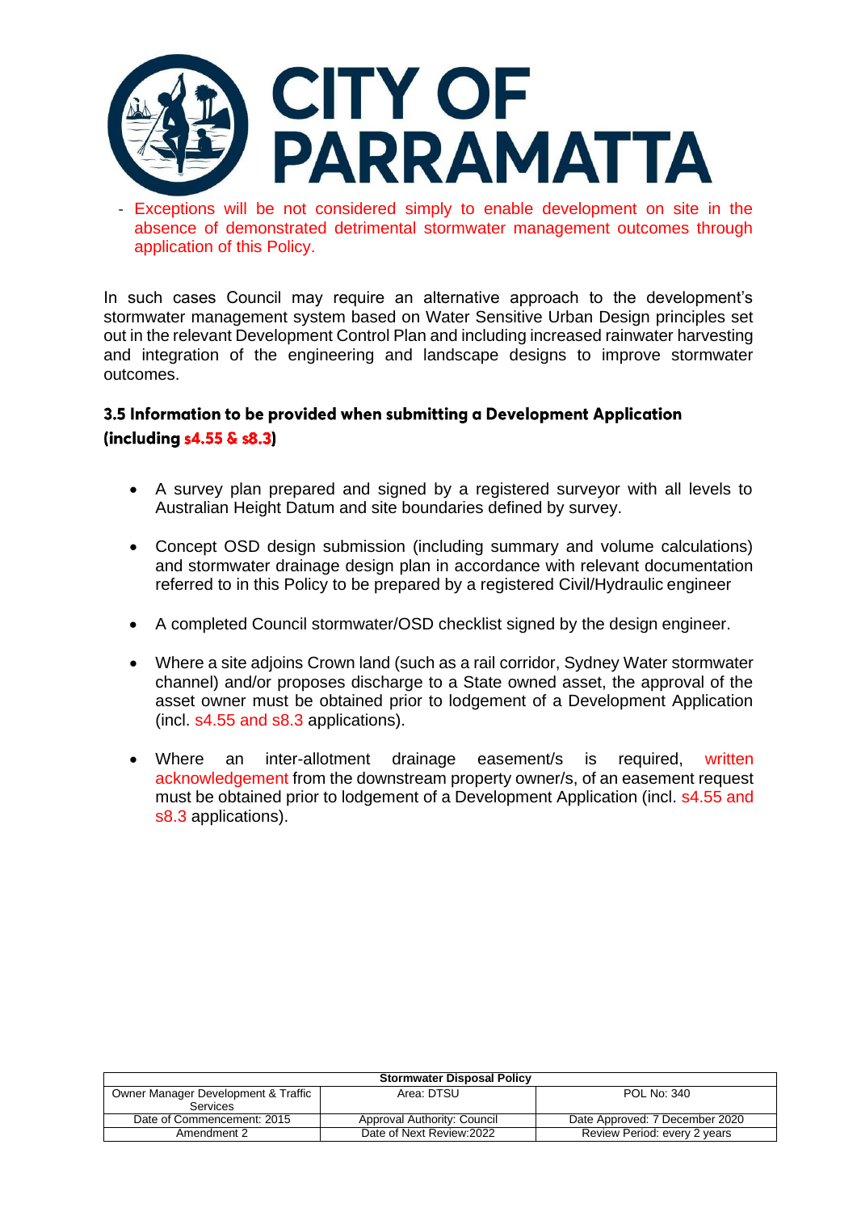- Exceptions will be not considered simply to enable development on site in the absence of demonstrated detrimental stormwater management outcomes through application of this Policy.

In such cases Council may require an alternative approach to the development's stormwater management system based on Water Sensitive Urban Design principles set out in the relevant Development Control Plan and including increased rainwater harvesting and integration of the engineering and landscape designs to improve stormwater outcomes.

### 3.5 Information to be provided when submitting a Development Application (including s4.55 & s8.3)

- A survey plan prepared and signed by a registered surveyor with all levels to Australian Height Datum and site boundaries defined by survey.

- Concept OSD design submission (including summary and volume calculations) and stormwater drainage design plan in accordance with relevant documentation referred to in this Policy to be prepared by a registered Civil/Hydraulic engineer

- A completed Council stormwater/OSD checklist signed by the design engineer.

- Where a site adjoins Crown land (such as a rail corridor, Sydney Water stormwater channel) and/or proposes discharge to a State owned asset, the approval of the asset owner must be obtained prior to lodgement of a Development Application (incl. s4.55 and s8.3 applications).

- Where an inter-allotment drainage easement/s is required, written acknowledgement from the downstream property owner/s, of an easement request must be obtained prior to lodgement of a Development Application (incl. s4.55 and s8.3 applications).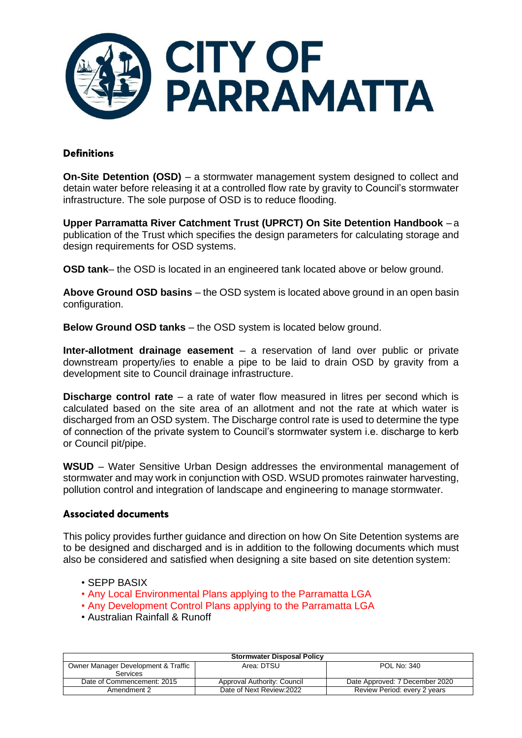## Definitions

**On-Site Detention (OSD)** – a stormwater management system designed to collect and detain water before releasing it at a controlled flow rate by gravity to Council's stormwater infrastructure. The sole purpose of OSD is to reduce flooding.

**Upper Parramatta River Catchment Trust (UPRCT) On Site Detention Handbook** – a publication of the Trust which specifies the design parameters for calculating storage and design requirements for OSD systems.

**OSD tank**– the OSD is located in an engineered tank located above or below ground.

**Above Ground OSD basins** – the OSD system is located above ground in an open basin configuration.

**Below Ground OSD tanks** – the OSD system is located below ground.

**Inter-allotment drainage easement** – a reservation of land over public or private downstream property/ies to enable a pipe to be laid to drain OSD by gravity from a development site to Council drainage infrastructure.

**Discharge control rate** – a rate of water flow measured in litres per second which is calculated based on the site area of an allotment and not the rate at which water is discharged from an OSD system. The Discharge control rate is used to determine the type of connection of the private system to Council's stormwater system i.e. discharge to kerb or Council pit/pipe.

**WSUD** – Water Sensitive Urban Design addresses the environmental management of stormwater and may work in conjunction with OSD. WSUD promotes rainwater harvesting, pollution control and integration of landscape and engineering to manage stormwater.

## Associated documents

This policy provides further guidance and direction on how On Site Detention systems are to be designed and discharged and is in addition to the following documents which must also be considered and satisfied when designing a site based on site detention system:

- SEPP BASIX
- Any Local Environmental Plans applying to the Parramatta LGA
- Any Development Control Plans applying to the Parramatta LGA
- Australian Rainfall & Runoff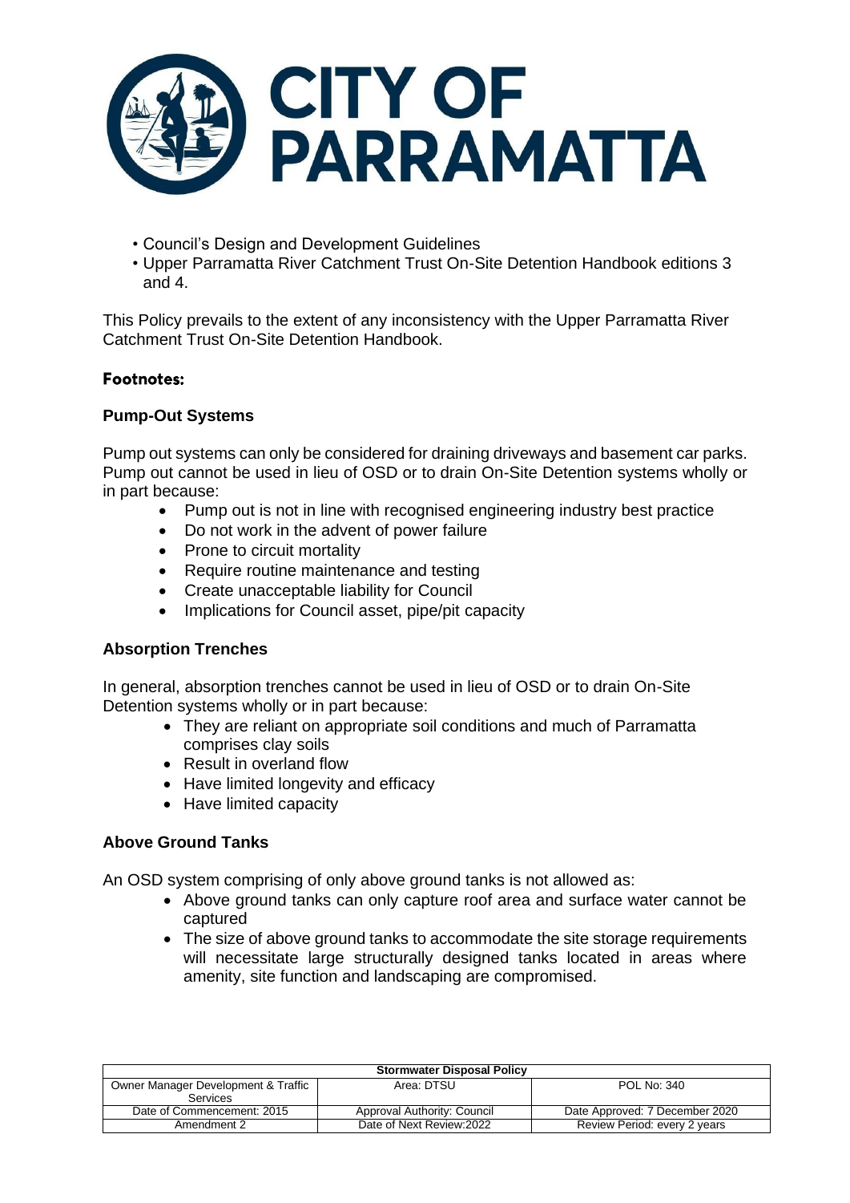- Council's Design and Development Guidelines
- Upper Parramatta River Catchment Trust On-Site Detention Handbook editions 3 and 4.

This Policy prevails to the extent of any inconsistency with the Upper Parramatta River Catchment Trust On-Site Detention Handbook.

## Footnotes:

### Pump-Out Systems

Pump out systems can only be considered for draining driveways and basement car parks. Pump out cannot be used in lieu of OSD or to drain On-Site Detention systems wholly or in part because:

- Pump out is not in line with recognised engineering industry best practice
- Do not work in the advent of power failure
- Prone to circuit mortality
- Require routine maintenance and testing
- Create unacceptable liability for Council
- Implications for Council asset, pipe/pit capacity

### Absorption Trenches

In general, absorption trenches cannot be used in lieu of OSD or to drain On-Site Detention systems wholly or in part because:

- They are reliant on appropriate soil conditions and much of Parramatta comprises clay soils
- Result in overland flow
- Have limited longevity and efficacy
- Have limited capacity

### Above Ground Tanks

An OSD system comprising of only above ground tanks is not allowed as:

- Above ground tanks can only capture roof area and surface water cannot be captured
- The size of above ground tanks to accommodate the site storage requirements will necessitate large structurally designed tanks located in areas where amenity, site function and landscaping are compromised.